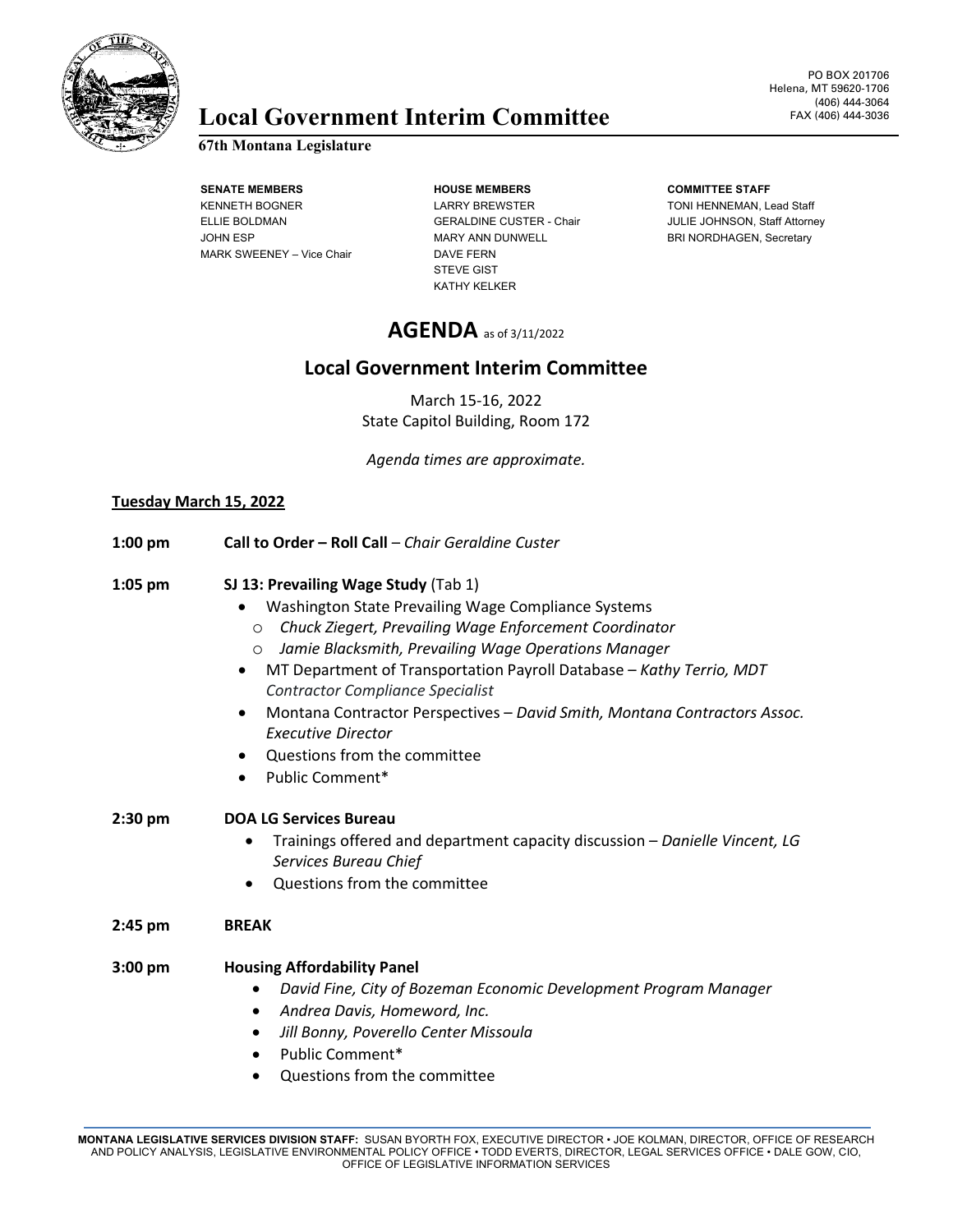# Local Government Interim Committee

**67th Montana Legislature**

PO BOX 201706
Helena, MT 59620-1706
(406) 444-3064
FAX (406) 444-3036

| SENATE MEMBERS | HOUSE MEMBERS | COMMITTEE STAFF |
|---|---|---|
| KENNETH BOGNER | LARRY BREWSTER | TONI HENNEMAN, Lead Staff |
| ELLIE BOLDMAN | GERALDINE CUSTER - Chair | JULIE JOHNSON, Staff Attorney |
| JOHN ESP | MARY ANN DUNWELL | BRI NORDHAGEN, Secretary |
| MARK SWEENEY – Vice Chair | DAVE FERN | |
| | STEVE GIST | |
| | KATHY KELKER | |

## AGENDA as of 3/11/2022

## Local Government Interim Committee

March 15-16, 2022
State Capitol Building, Room 172

*Agenda times are approximate.*

**Tuesday March 15, 2022**

**1:00 pm** **Call to Order – Roll Call** – *Chair Geraldine Custer*

**1:05 pm** **SJ 13: Prevailing Wage Study** (Tab 1)

- Washington State Prevailing Wage Compliance Systems
  - *Chuck Ziegert, Prevailing Wage Enforcement Coordinator*
  - *Jamie Blacksmith, Prevailing Wage Operations Manager*
- MT Department of Transportation Payroll Database – *Kathy Terrio, MDT Contractor Compliance Specialist*
- Montana Contractor Perspectives – *David Smith, Montana Contractors Assoc. Executive Director*
- Questions from the committee
- Public Comment*

**2:30 pm** **DOA LG Services Bureau**

- Trainings offered and department capacity discussion – *Danielle Vincent, LG Services Bureau Chief*
- Questions from the committee

**2:45 pm** **BREAK**

**3:00 pm** **Housing Affordability Panel**

- *David Fine, City of Bozeman Economic Development Program Manager*
- *Andrea Davis, Homeword, Inc.*
- *Jill Bonny, Poverello Center Missoula*
- Public Comment*
- Questions from the committee

**MONTANA LEGISLATIVE SERVICES DIVISION STAFF:** SUSAN BYORTH FOX, EXECUTIVE DIRECTOR • JOE KOLMAN, DIRECTOR, OFFICE OF RESEARCH AND POLICY ANALYSIS, LEGISLATIVE ENVIRONMENTAL POLICY OFFICE • TODD EVERTS, DIRECTOR, LEGAL SERVICES OFFICE • DALE GOW, CIO, OFFICE OF LEGISLATIVE INFORMATION SERVICES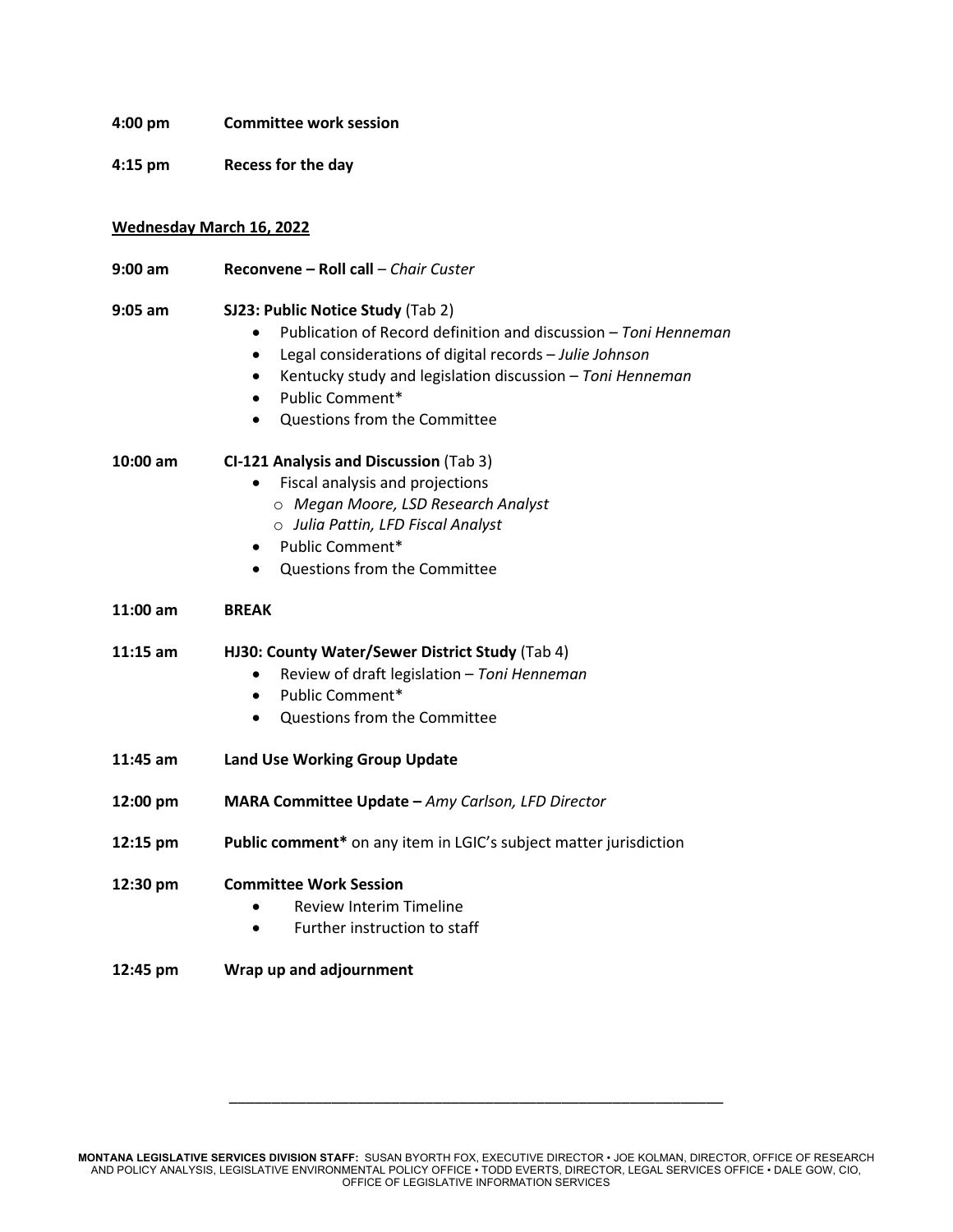**4:00 pm** **Committee work session**

**4:15 pm** **Recess for the day**

**Wednesday March 16, 2022**

**9:00 am** **Reconvene – Roll call** – *Chair Custer*

**9:05 am** **SJ23: Public Notice Study** (Tab 2)

- Publication of Record definition and discussion – *Toni Henneman*
- Legal considerations of digital records – *Julie Johnson*
- Kentucky study and legislation discussion – *Toni Henneman*
- Public Comment*
- Questions from the Committee

**10:00 am** **CI-121 Analysis and Discussion** (Tab 3)

- Fiscal analysis and projections
  - *Megan Moore, LSD Research Analyst*
  - *Julia Pattin, LFD Fiscal Analyst*
- Public Comment*
- Questions from the Committee

**11:00 am** **BREAK**

**11:15 am** **HJ30: County Water/Sewer District Study** (Tab 4)

- Review of draft legislation – *Toni Henneman*
- Public Comment*
- Questions from the Committee

**11:45 am** **Land Use Working Group Update**

**12:00 pm** **MARA Committee Update –** *Amy Carlson, LFD Director*

**12:15 pm** **Public comment*** on any item in LGIC's subject matter jurisdiction

**12:30 pm** **Committee Work Session**

- Review Interim Timeline
- Further instruction to staff

**12:45 pm** **Wrap up and adjournment**

---

MONTANA LEGISLATIVE SERVICES DIVISION STAFF: SUSAN BYORTH FOX, EXECUTIVE DIRECTOR • JOE KOLMAN, DIRECTOR, OFFICE OF RESEARCH AND POLICY ANALYSIS, LEGISLATIVE ENVIRONMENTAL POLICY OFFICE • TODD EVERTS, DIRECTOR, LEGAL SERVICES OFFICE • DALE GOW, CIO, OFFICE OF LEGISLATIVE INFORMATION SERVICES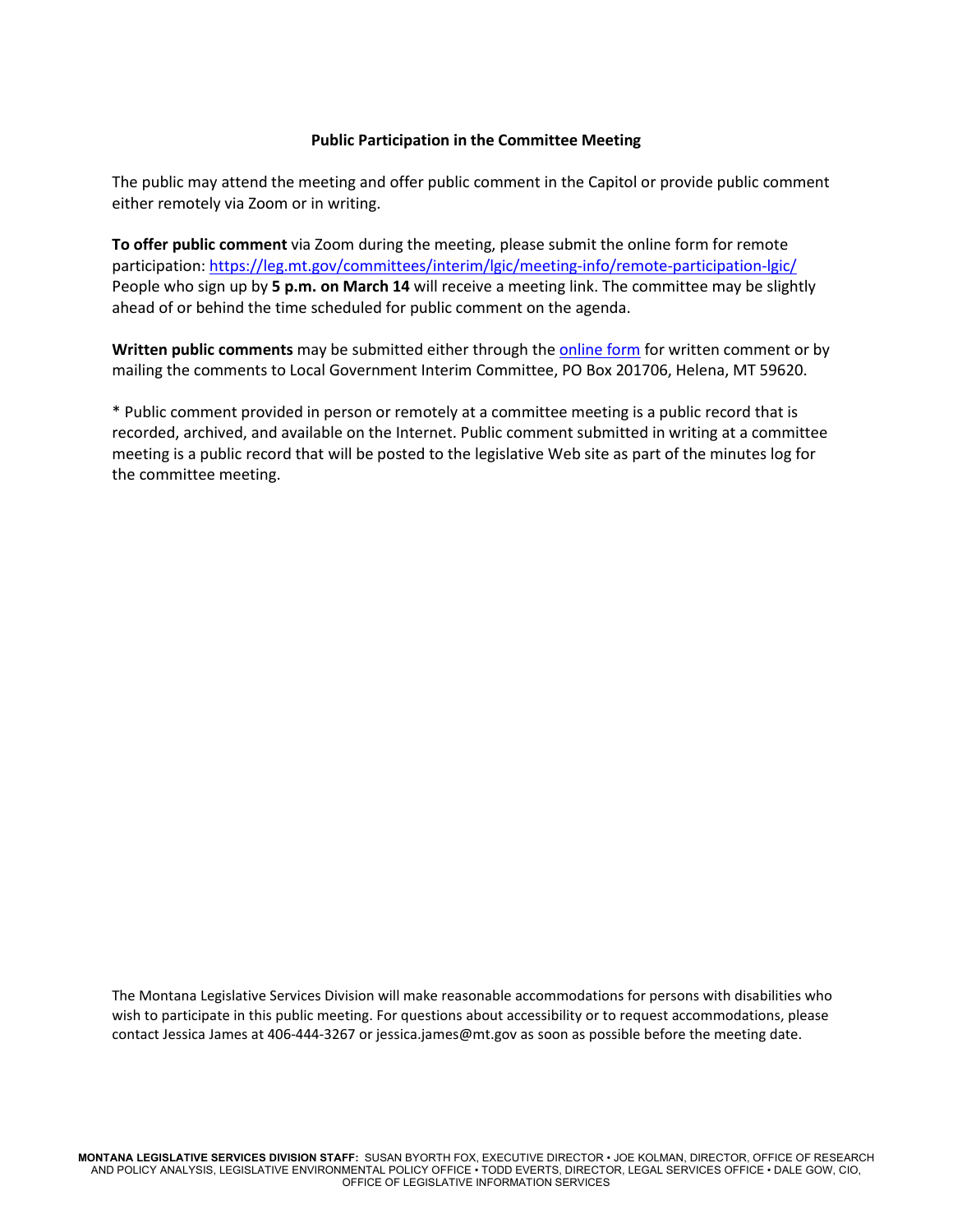**Public Participation in the Committee Meeting**

The public may attend the meeting and offer public comment in the Capitol or provide public comment either remotely via Zoom or in writing.

**To offer public comment** via Zoom during the meeting, please submit the online form for remote participation: https://leg.mt.gov/committees/interim/lgic/meeting-info/remote-participation-lgic/ People who sign up by **5 p.m. on March 14** will receive a meeting link. The committee may be slightly ahead of or behind the time scheduled for public comment on the agenda.

**Written public comments** may be submitted either through the online form for written comment or by mailing the comments to Local Government Interim Committee, PO Box 201706, Helena, MT 59620.

* Public comment provided in person or remotely at a committee meeting is a public record that is recorded, archived, and available on the Internet. Public comment submitted in writing at a committee meeting is a public record that will be posted to the legislative Web site as part of the minutes log for the committee meeting.

The Montana Legislative Services Division will make reasonable accommodations for persons with disabilities who wish to participate in this public meeting. For questions about accessibility or to request accommodations, please contact Jessica James at 406-444-3267 or jessica.james@mt.gov as soon as possible before the meeting date.

**MONTANA LEGISLATIVE SERVICES DIVISION STAFF:** SUSAN BYORTH FOX, EXECUTIVE DIRECTOR • JOE KOLMAN, DIRECTOR, OFFICE OF RESEARCH AND POLICY ANALYSIS, LEGISLATIVE ENVIRONMENTAL POLICY OFFICE • TODD EVERTS, DIRECTOR, LEGAL SERVICES OFFICE • DALE GOW, CIO, OFFICE OF LEGISLATIVE INFORMATION SERVICES